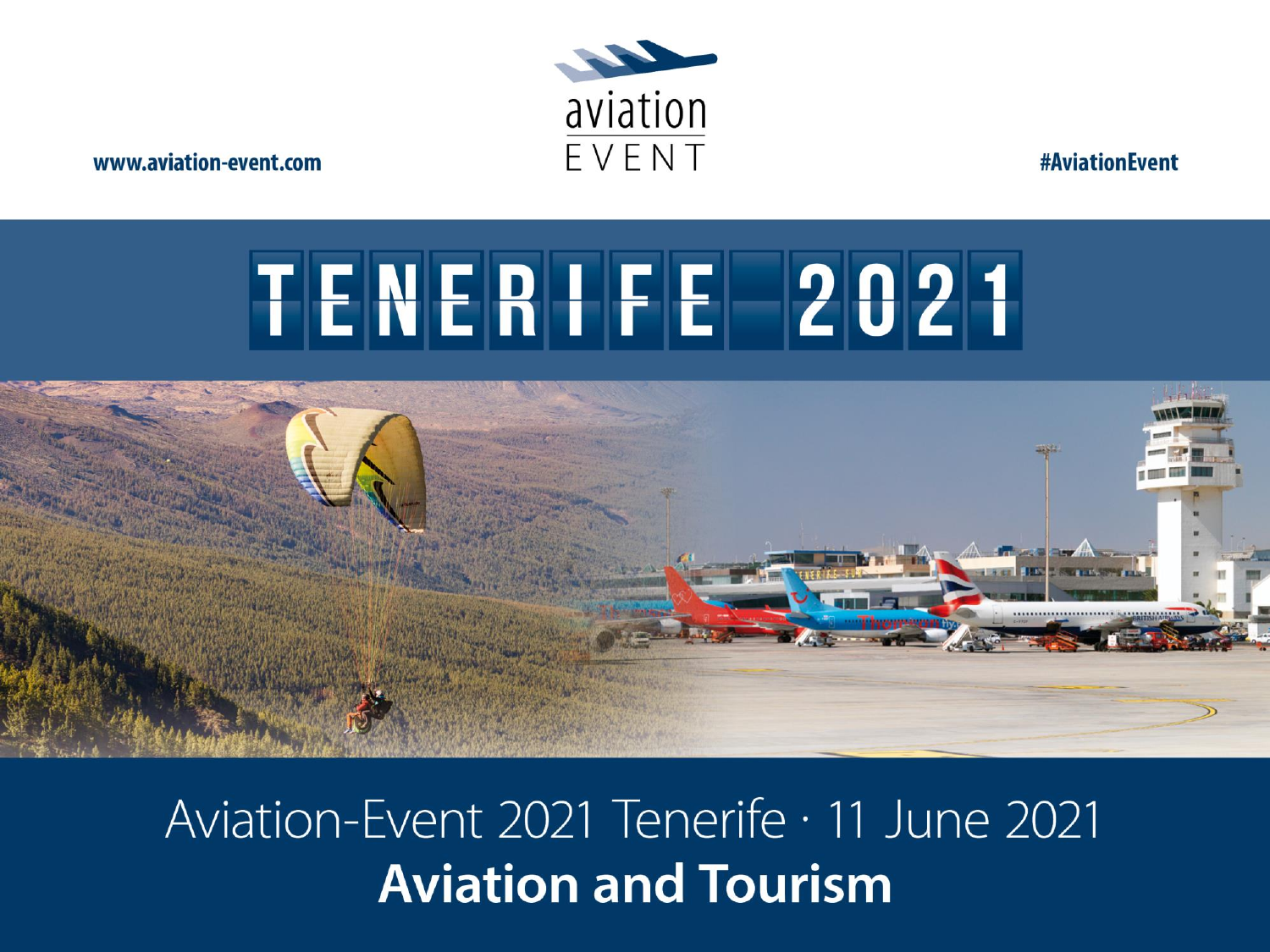www.aviation-event.com

aviation EVENT

#AviationEvent

# TENERIFE 2021

Aviation-Event 2021 Tenerife · 11 June 2021

**Aviation and Tourism**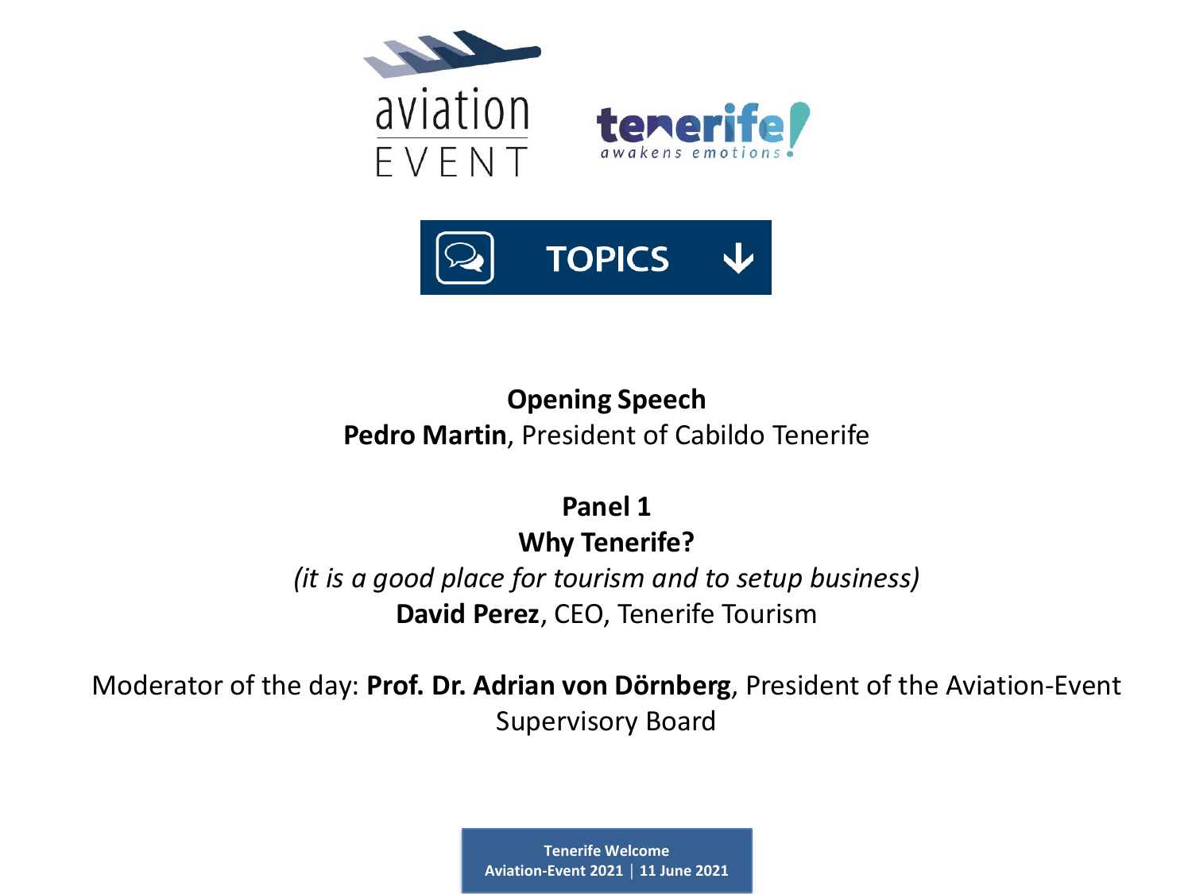aviation EVENT

tenerife awakens emotions

**TOPICS**

**Opening Speech**
**Pedro Martin**, President of Cabildo Tenerife

**Panel 1**
**Why Tenerife?**
*(it is a good place for tourism and to setup business)*
**David Perez**, CEO, Tenerife Tourism

Moderator of the day: **Prof. Dr. Adrian von Dörnberg**, President of the Aviation-Event Supervisory Board

**Tenerife Welcome**
**Aviation-Event 2021 | 11 June 2021**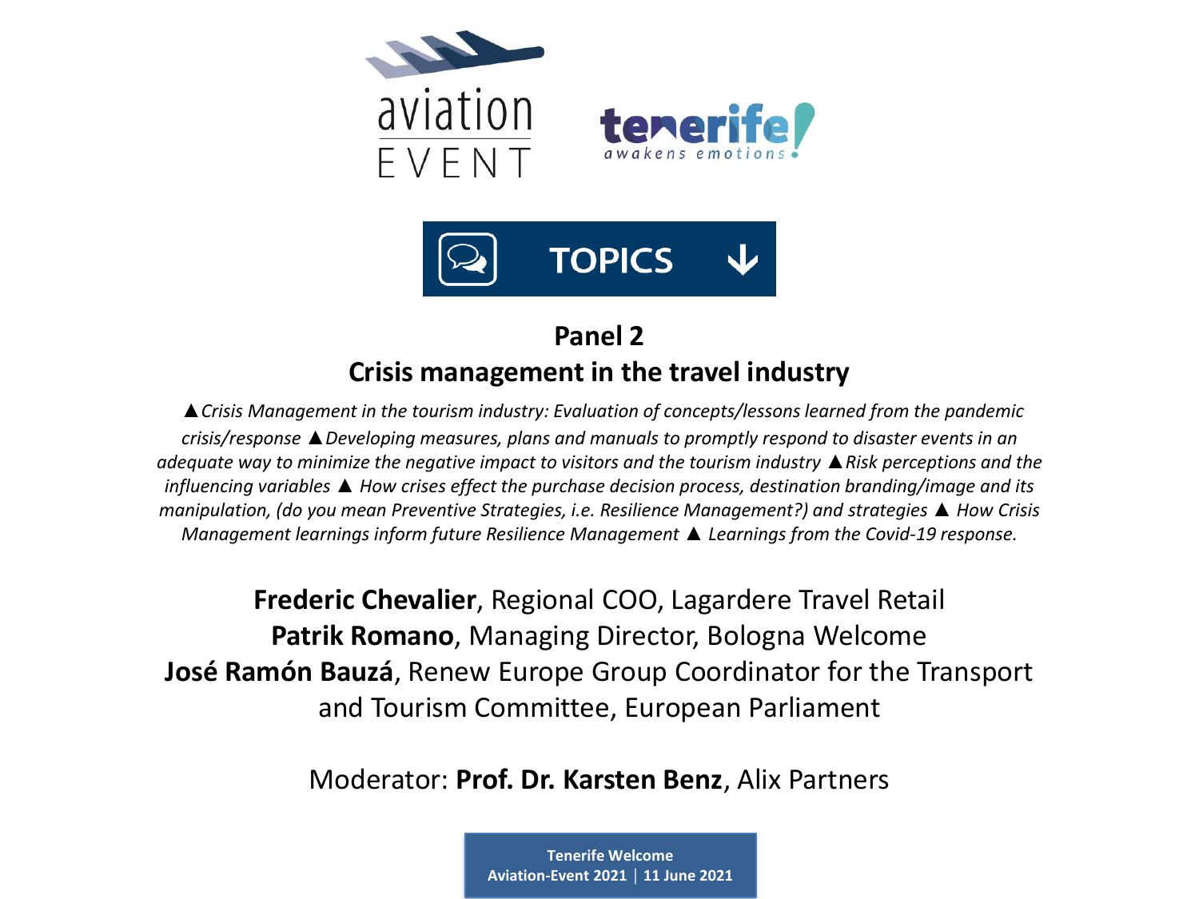aviation EVENT

tenerife awakens emotions

TOPICS

## Panel 2
## Crisis management in the travel industry

*▲Crisis Management in the tourism industry: Evaluation of concepts/lessons learned from the pandemic crisis/response ▲Developing measures, plans and manuals to promptly respond to disaster events in an adequate way to minimize the negative impact to visitors and the tourism industry ▲Risk perceptions and the influencing variables ▲ How crises effect the purchase decision process, destination branding/image and its manipulation, (do you mean Preventive Strategies, i.e. Resilience Management?) and strategies ▲ How Crisis Management learnings inform future Resilience Management ▲ Learnings from the Covid-19 response.*

**Frederic Chevalier**, Regional COO, Lagardere Travel Retail
**Patrik Romano**, Managing Director, Bologna Welcome
**José Ramón Bauzá**, Renew Europe Group Coordinator for the Transport and Tourism Committee, European Parliament

Moderator: **Prof. Dr. Karsten Benz**, Alix Partners

**Tenerife Welcome**
**Aviation-Event 2021 | 11 June 2021**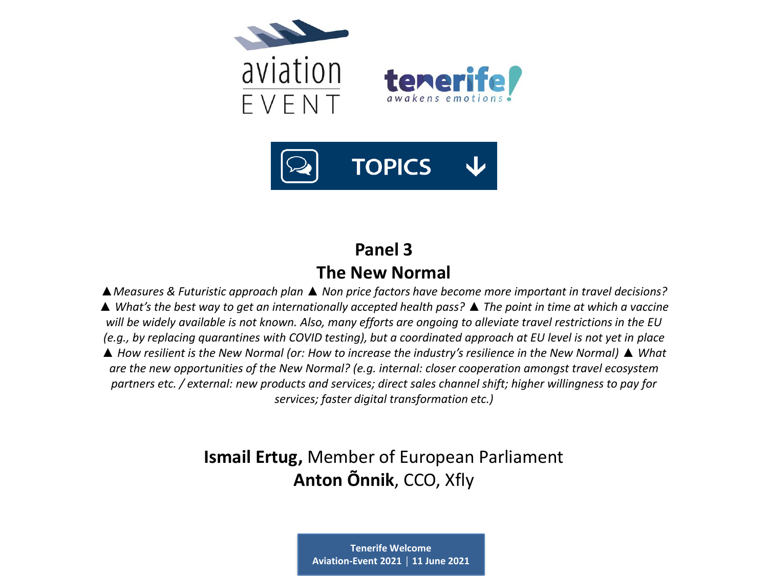aviation EVENT

tenerife awakens emotions

TOPICS

## Panel 3
## The New Normal

▲*Measures & Futuristic approach plan* ▲ *Non price factors have become more important in travel decisions?* ▲ *What's the best way to get an internationally accepted health pass?* ▲ *The point in time at which a vaccine will be widely available is not known. Also, many efforts are ongoing to alleviate travel restrictions in the EU (e.g., by replacing quarantines with COVID testing), but a coordinated approach at EU level is not yet in place* ▲ *How resilient is the New Normal (or: How to increase the industry's resilience in the New Normal)* ▲ *What are the new opportunities of the New Normal? (e.g. internal: closer cooperation amongst travel ecosystem partners etc. / external: new products and services; direct sales channel shift; higher willingness to pay for services; faster digital transformation etc.)*

**Ismail Ertug,** Member of European Parliament
**Anton Õnnik**, CCO, Xfly

**Tenerife Welcome**
**Aviation-Event 2021 | 11 June 2021**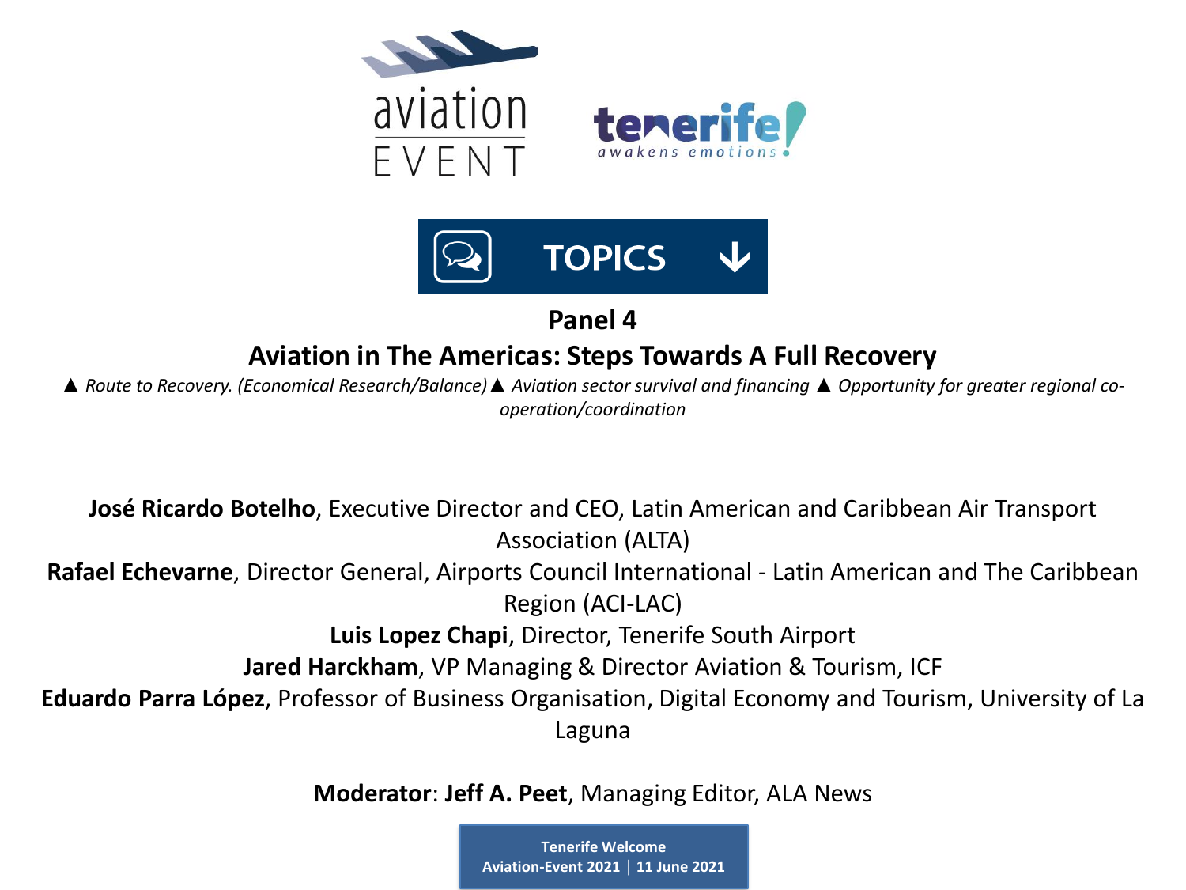aviation EVENT

tenerife awakens emotions

TOPICS

## Panel 4

## Aviation in The Americas: Steps Towards A Full Recovery

▲ *Route to Recovery. (Economical Research/Balance)* ▲ *Aviation sector survival and financing* ▲ *Opportunity for greater regional co-operation/coordination*

**José Ricardo Botelho**, Executive Director and CEO, Latin American and Caribbean Air Transport Association (ALTA)

**Rafael Echevarne**, Director General, Airports Council International - Latin American and The Caribbean Region (ACI-LAC)

**Luis Lopez Chapi**, Director, Tenerife South Airport

**Jared Harckham**, VP Managing & Director Aviation & Tourism, ICF

**Eduardo Parra López**, Professor of Business Organisation, Digital Economy and Tourism, University of La Laguna

**Moderator**: **Jeff A. Peet**, Managing Editor, ALA News

**Tenerife Welcome**
**Aviation-Event 2021 | 11 June 2021**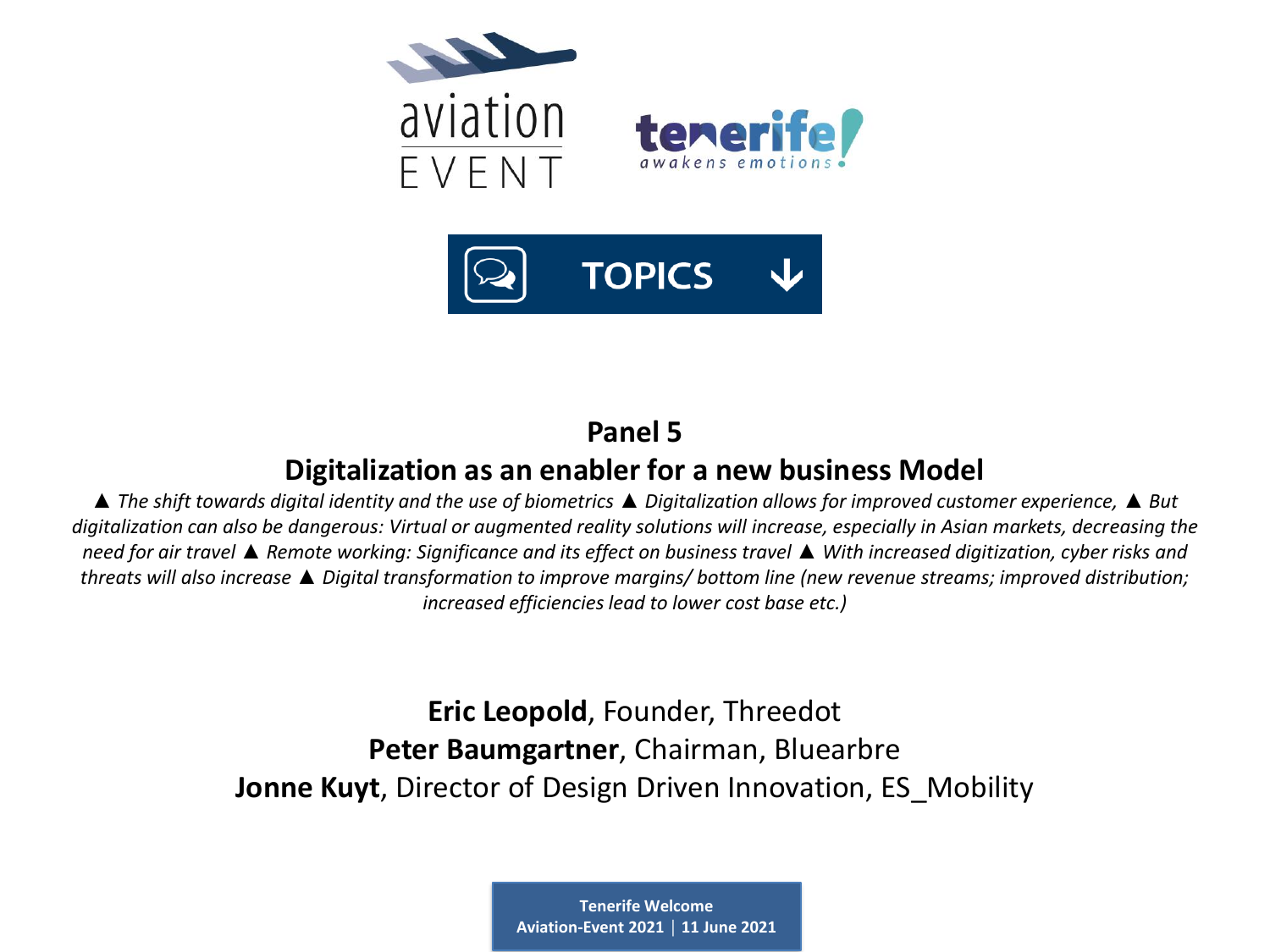TOPICS

## Panel 5

## Digitalization as an enabler for a new business Model

*▲ The shift towards digital identity and the use of biometrics ▲ Digitalization allows for improved customer experience, ▲ But digitalization can also be dangerous: Virtual or augmented reality solutions will increase, especially in Asian markets, decreasing the need for air travel ▲ Remote working: Significance and its effect on business travel ▲ With increased digitization, cyber risks and threats will also increase ▲ Digital transformation to improve margins/ bottom line (new revenue streams; improved distribution; increased efficiencies lead to lower cost base etc.)*

**Eric Leopold**, Founder, Threedot
**Peter Baumgartner**, Chairman, Bluearbre
**Jonne Kuyt**, Director of Design Driven Innovation, ES_Mobility

**Tenerife Welcome**
**Aviation-Event 2021 | 11 June 2021**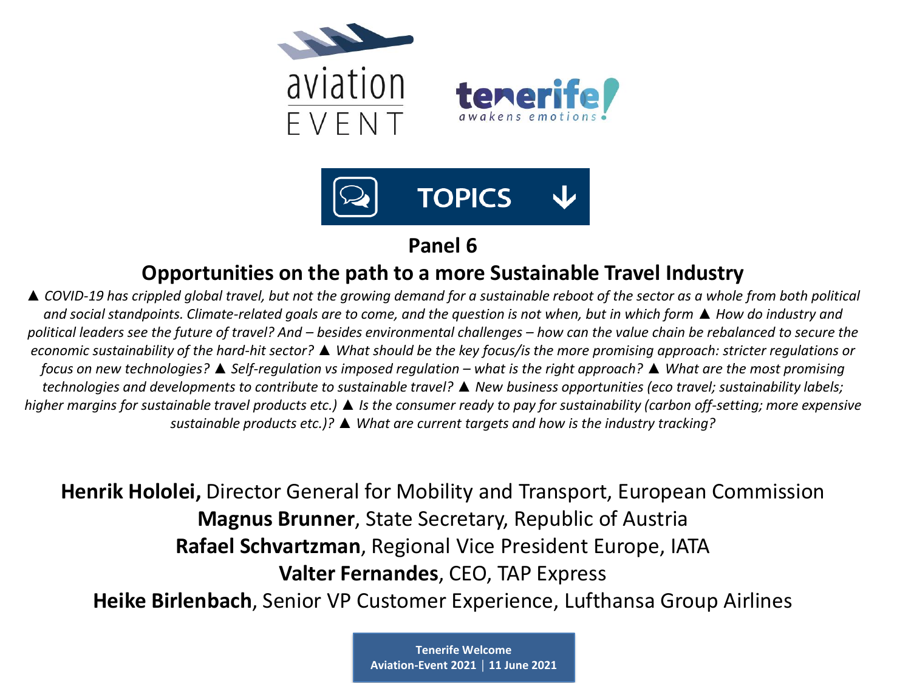aviation EVENT

tenerife awakens emotions

TOPICS

## Panel 6

## Opportunities on the path to a more Sustainable Travel Industry

*▲ COVID-19 has crippled global travel, but not the growing demand for a sustainable reboot of the sector as a whole from both political and social standpoints. Climate-related goals are to come, and the question is not when, but in which form ▲ How do industry and political leaders see the future of travel? And – besides environmental challenges – how can the value chain be rebalanced to secure the economic sustainability of the hard-hit sector? ▲ What should be the key focus/is the more promising approach: stricter regulations or focus on new technologies? ▲ Self-regulation vs imposed regulation – what is the right approach? ▲ What are the most promising technologies and developments to contribute to sustainable travel? ▲ New business opportunities (eco travel; sustainability labels; higher margins for sustainable travel products etc.) ▲ Is the consumer ready to pay for sustainability (carbon off-setting; more expensive sustainable products etc.)? ▲ What are current targets and how is the industry tracking?*

**Henrik Hololei,** Director General for Mobility and Transport, European Commission
**Magnus Brunner**, State Secretary, Republic of Austria
**Rafael Schvartzman**, Regional Vice President Europe, IATA
**Valter Fernandes**, CEO, TAP Express
**Heike Birlenbach**, Senior VP Customer Experience, Lufthansa Group Airlines

**Tenerife Welcome**
**Aviation-Event 2021 | 11 June 2021**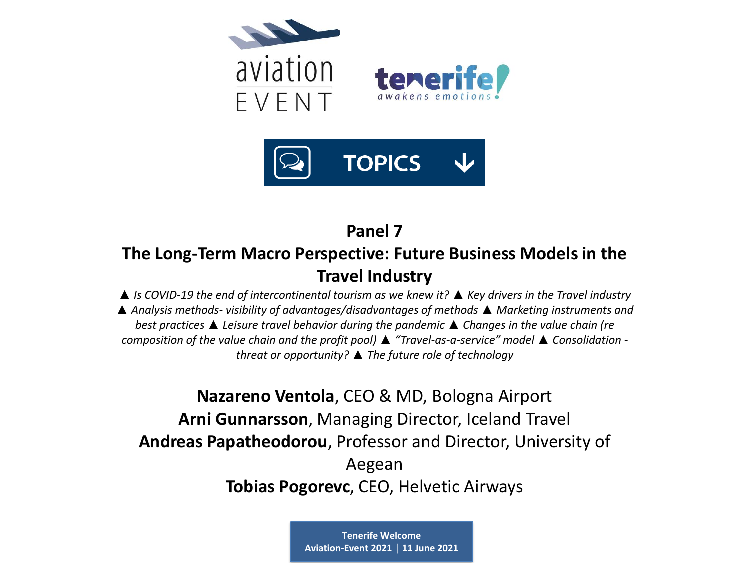aviation EVENT

tenerife! awakens emotions

TOPICS

## Panel 7

## The Long-Term Macro Perspective: Future Business Models in the Travel Industry

▲ *Is COVID-19 the end of intercontinental tourism as we knew it?* ▲ *Key drivers in the Travel industry* ▲ *Analysis methods- visibility of advantages/disadvantages of methods* ▲ *Marketing instruments and best practices* ▲ *Leisure travel behavior during the pandemic* ▲ *Changes in the value chain (re composition of the value chain and the profit pool)* ▲ *"Travel-as-a-service" model* ▲ *Consolidation - threat or opportunity?* ▲ *The future role of technology*

**Nazareno Ventola**, CEO & MD, Bologna Airport
**Arni Gunnarsson**, Managing Director, Iceland Travel
**Andreas Papatheodorou**, Professor and Director, University of Aegean
**Tobias Pogorevc**, CEO, Helvetic Airways

**Tenerife Welcome**
**Aviation-Event 2021 | 11 June 2021**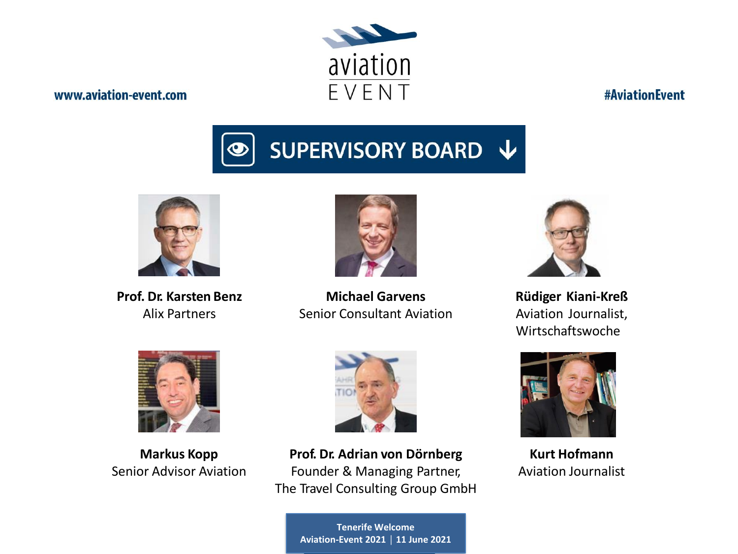www.aviation-event.com

aviation EVENT

#AviationEvent

# SUPERVISORY BOARD

**Prof. Dr. Karsten Benz**
Alix Partners

**Michael Garvens**
Senior Consultant Aviation

**Rüdiger Kiani-Kreß**
Aviation Journalist,
Wirtschaftswoche

**Markus Kopp**
Senior Advisor Aviation

**Prof. Dr. Adrian von Dörnberg**
Founder & Managing Partner,
The Travel Consulting Group GmbH

**Kurt Hofmann**
Aviation Journalist

**Tenerife Welcome**
**Aviation-Event 2021 | 11 June 2021**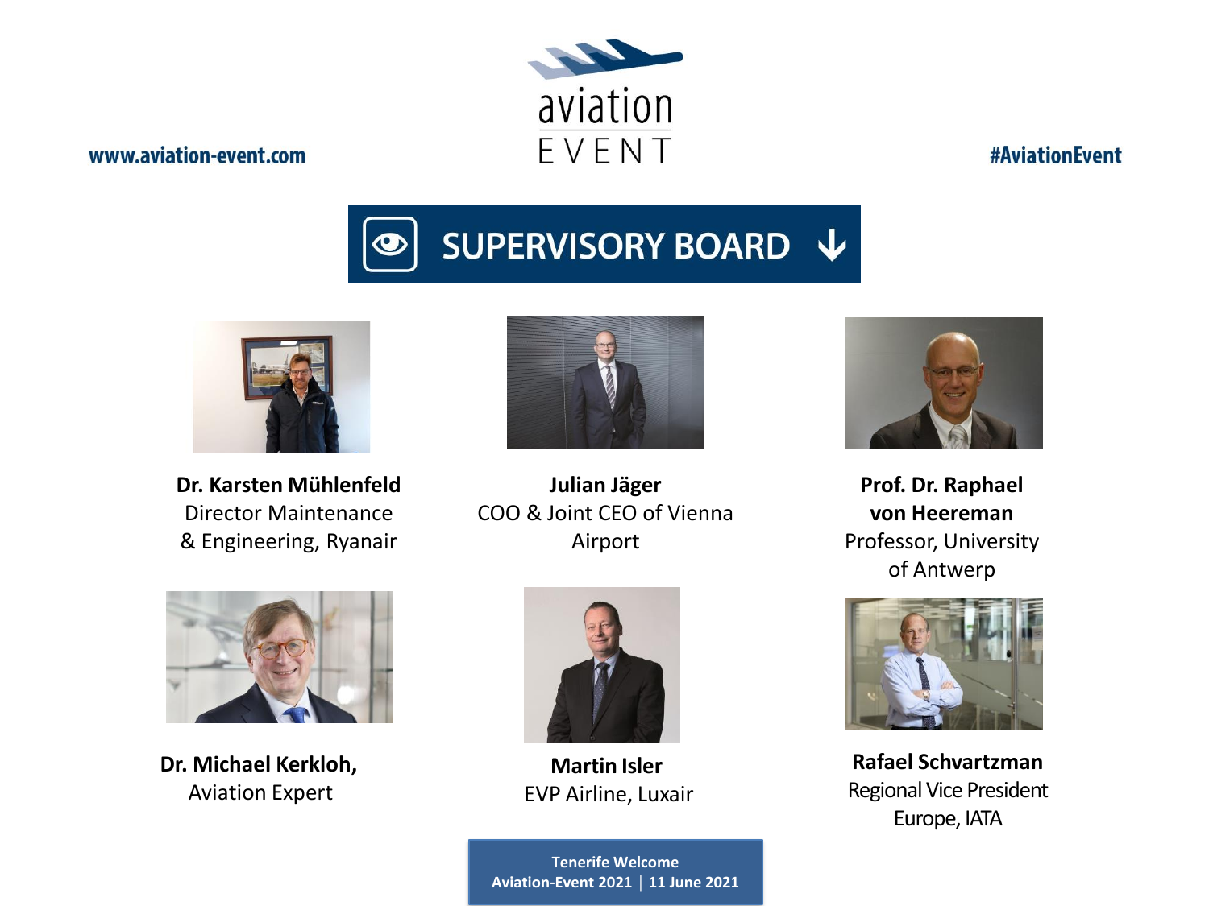www.aviation-event.com

aviation EVENT

#AviationEvent

# SUPERVISORY BOARD

**Dr. Karsten Mühlenfeld**
Director Maintenance & Engineering, Ryanair

**Julian Jäger**
COO & Joint CEO of Vienna Airport

**Prof. Dr. Raphael von Heereman**
Professor, University of Antwerp

**Dr. Michael Kerkloh,**
Aviation Expert

**Martin Isler**
EVP Airline, Luxair

**Rafael Schvartzman**
Regional Vice President Europe, IATA

Tenerife Welcome
Aviation-Event 2021 | 11 June 2021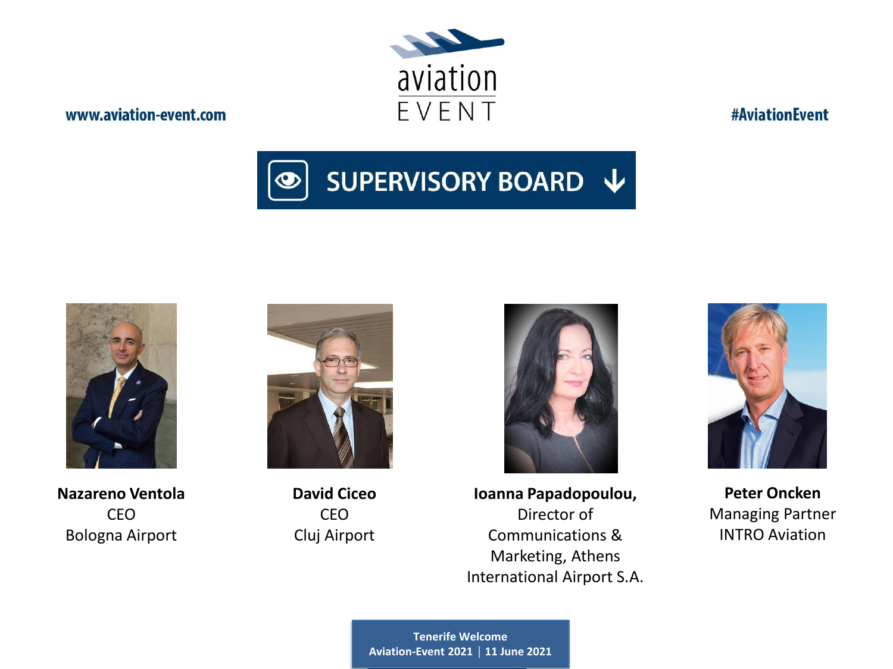www.aviation-event.com

#AviationEvent

# SUPERVISORY BOARD

**Nazareno Ventola**
CEO
Bologna Airport

**David Ciceo**
CEO
Cluj Airport

**Ioanna Papadopoulou,**
Director of Communications & Marketing, Athens International Airport S.A.

**Peter Oncken**
Managing Partner
INTRO Aviation

**Tenerife Welcome**
**Aviation-Event 2021 | 11 June 2021**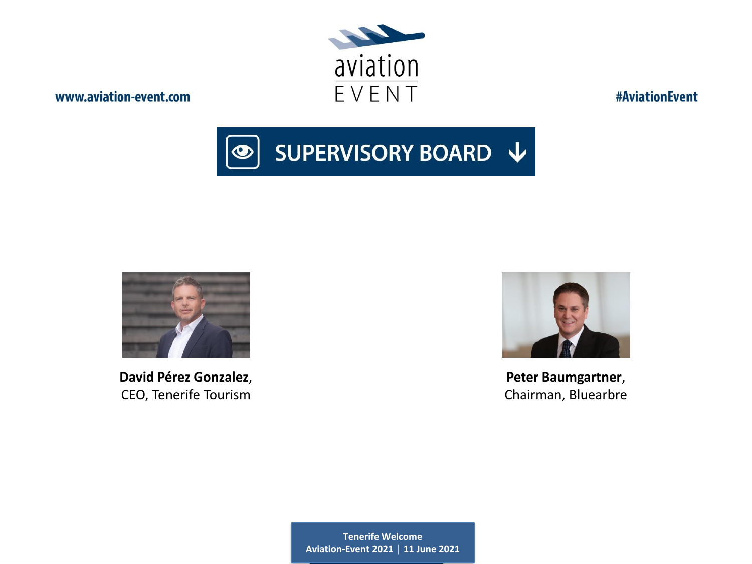www.aviation-event.com

#AviationEvent

# SUPERVISORY BOARD

**David Pérez Gonzalez**,
CEO, Tenerife Tourism

**Peter Baumgartner**,
Chairman, Bluearbre

**Tenerife Welcome**
**Aviation-Event 2021 | 11 June 2021**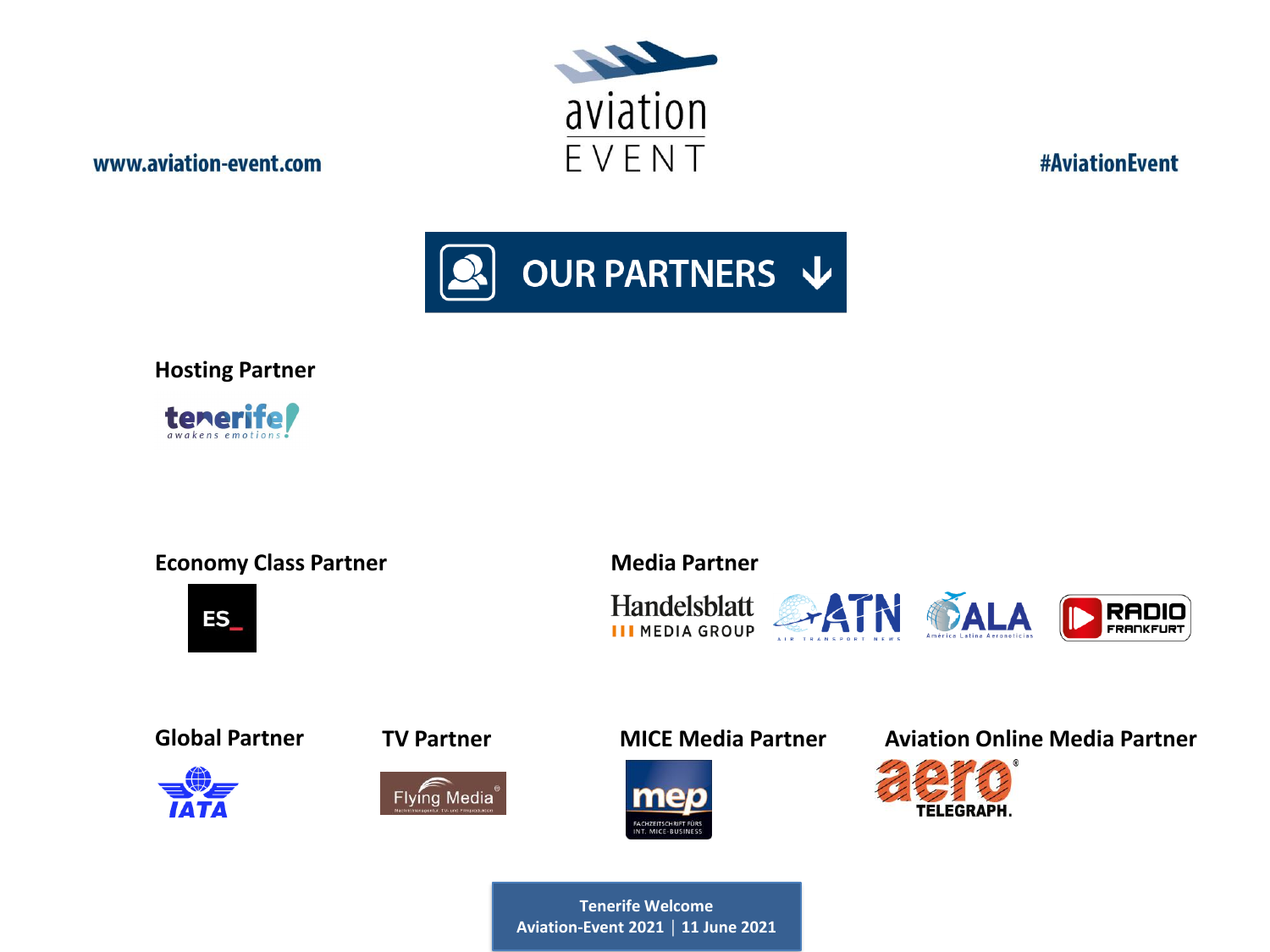www.aviation-event.com

aviation EVENT

#AviationEvent

# OUR PARTNERS

### Hosting Partner

tenerife awakens emotions

### Economy Class Partner

ES_

### Media Partner

Handelsblatt MEDIA GROUP

ATN AIR TRANSPORT NEWS

ALA América Latina Aeronoticias

RADIO FRANKFURT

### Global Partner

IATA

### TV Partner

Flying Media

### MICE Media Partner

mep FACHZEITSCHRIFT FÜRS INT. MICE-BUSINESS

### Aviation Online Media Partner

aero TELEGRAPH.

Tenerife Welcome
Aviation-Event 2021 | 11 June 2021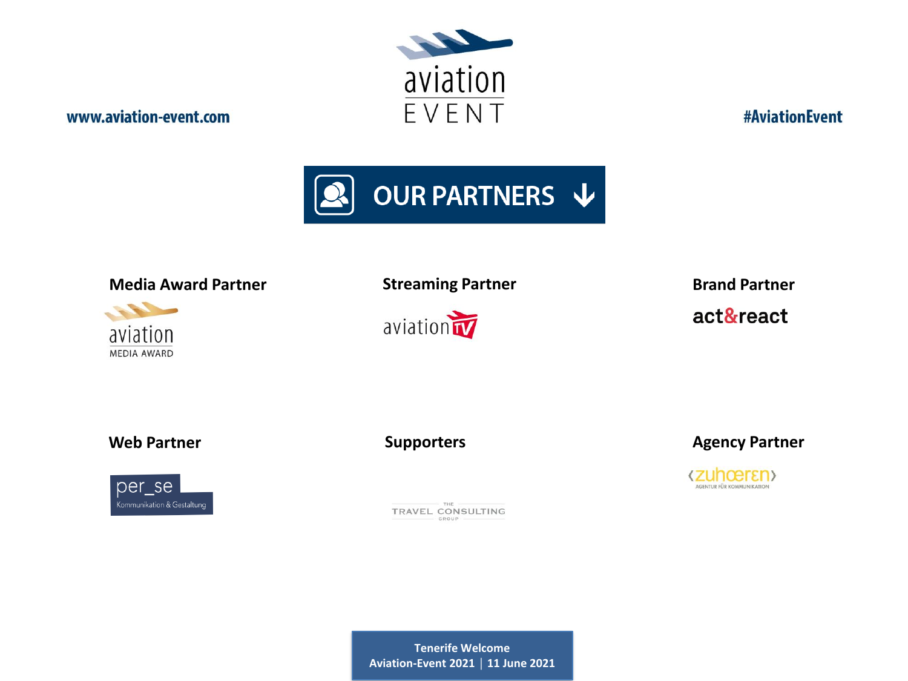www.aviation-event.com

aviation EVENT

#AviationEvent

# OUR PARTNERS

**Media Award Partner**

aviation MEDIA AWARD

**Streaming Partner**

aviation TV

**Brand Partner**

act&react

**Web Partner**

per_se Kommunikation & Gestaltung

**Supporters**

THE TRAVEL CONSULTING GROUP

**Agency Partner**

‹zuhœrεn› AGENTUR FÜR KOMMUNIKATION

**Tenerife Welcome**
**Aviation-Event 2021 | 11 June 2021**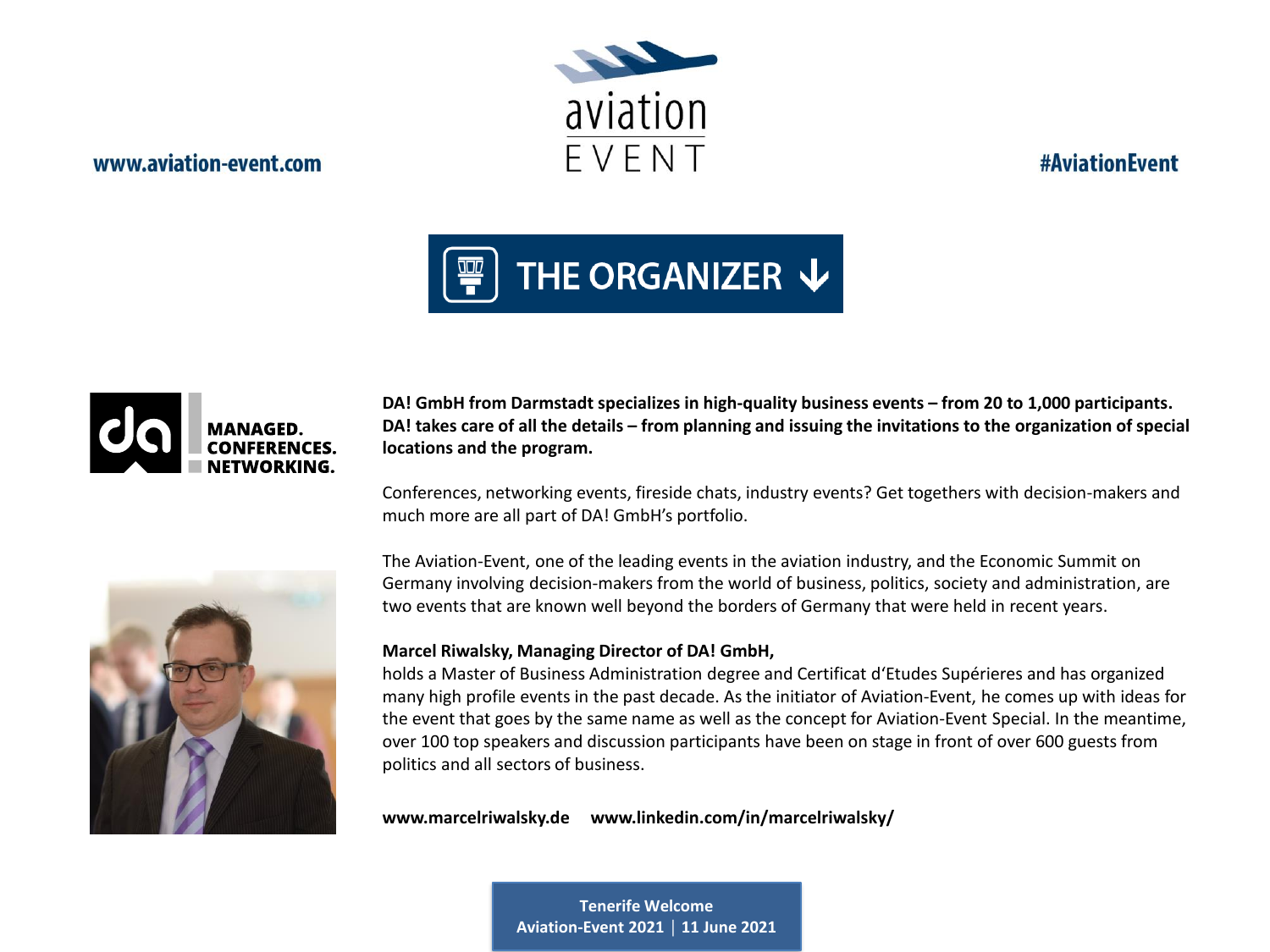www.aviation-event.com

aviation EVENT

#AviationEvent

# THE ORGANIZER

MANAGED. CONFERENCES. NETWORKING.

**DA! GmbH from Darmstadt specializes in high-quality business events – from 20 to 1,000 participants. DA! takes care of all the details – from planning and issuing the invitations to the organization of special locations and the program.**

Conferences, networking events, fireside chats, industry events? Get togethers with decision-makers and much more are all part of DA! GmbH's portfolio.

The Aviation-Event, one of the leading events in the aviation industry, and the Economic Summit on Germany involving decision-makers from the world of business, politics, society and administration, are two events that are known well beyond the borders of Germany that were held in recent years.

**Marcel Riwalsky, Managing Director of DA! GmbH,**
holds a Master of Business Administration degree and Certificat d'Etudes Supérieres and has organized many high profile events in the past decade. As the initiator of Aviation-Event, he comes up with ideas for the event that goes by the same name as well as the concept for Aviation-Event Special. In the meantime, over 100 top speakers and discussion participants have been on stage in front of over 600 guests from politics and all sectors of business.

**www.marcelriwalsky.de** **www.linkedin.com/in/marcelriwalsky/**

**Tenerife Welcome**
**Aviation-Event 2021 | 11 June 2021**